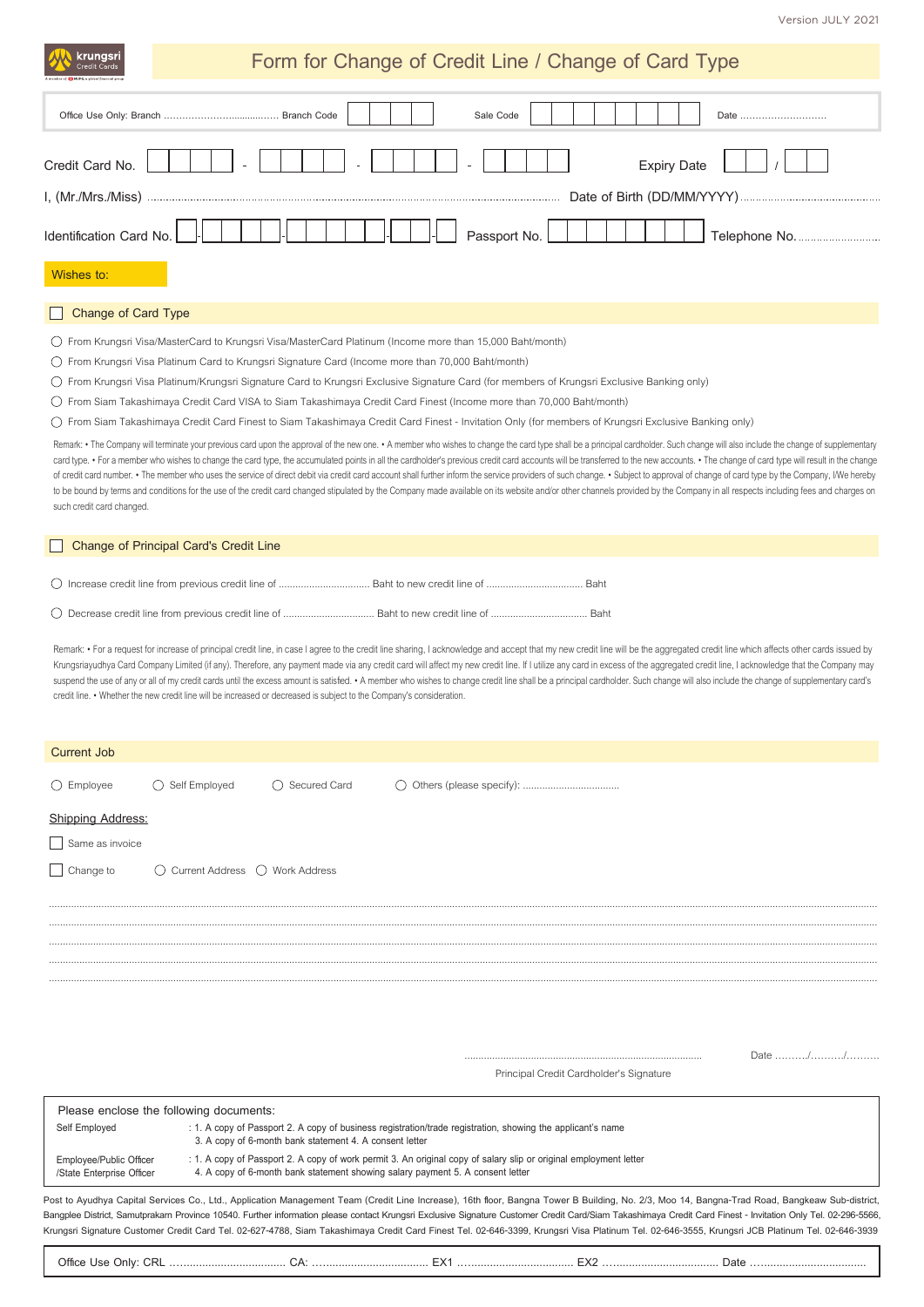Version JULY 2021

krungsri Credit Cards

# Form for Change of Credit Line / Change of Card Type

Office Use Only: Branch ....................................... Branch Code [ | | | | ] Sale Code [ | | | | | | | | ] Date ............................

Credit Card No. [ | | | ] - [ | | | ] - [ | | | ] - [ | | | ] Expiry Date [ | ] / [ | ]

I, (Mr./Mrs./Miss) ................................................................................................ Date of Birth (DD/MM/YYYY)........................................

Identification Card No. [ ]-[ | | | ]-[ | | | | ]-[ | ]-[ ] Passport No. [ | | | | | | | ] Telephone No. ............................

**Wishes to:**

## ☐ Change of Card Type

- ◯ From Krungsri Visa/MasterCard to Krungsri Visa/MasterCard Platinum (Income more than 15,000 Baht/month)
- ◯ From Krungsri Visa Platinum Card to Krungsri Signature Card (Income more than 70,000 Baht/month)
- ◯ From Krungsri Visa Platinum/Krungsri Signature Card to Krungsri Exclusive Signature Card (for members of Krungsri Exclusive Banking only)
- ◯ From Siam Takashimaya Credit Card VISA to Siam Takashimaya Credit Card Finest (Income more than 70,000 Baht/month)
- ◯ From Siam Takashimaya Credit Card Finest to Siam Takashimaya Credit Card Finest - Invitation Only (for members of Krungsri Exclusive Banking only)

Remark: • The Company will terminate your previous card upon the approval of the new one. • A member who wishes to change the card type shall be a principal cardholder. Such change will also include the change of supplementary card type. • For a member who wishes to change the card type, the accumulated points in all the cardholder's previous credit card accounts will be transferred to the new accounts. • The change of card type will result in the change of credit card number. • The member who uses the service of direct debit via credit card account shall further inform the service providers of such change. • Subject to approval of change of card type by the Company, I/We hereby to be bound by terms and conditions for the use of the credit card changed stipulated by the Company made available on its website and/or other channels provided by the Company in all respects including fees and charges on such credit card changed.

## ☐ Change of Principal Card's Credit Line

- ◯ Increase credit line from previous credit line of ................................. Baht to new credit line of .................................. Baht
- ◯ Decrease credit line from previous credit line of ................................. Baht to new credit line of .................................. Baht

Remark: • For a request for increase of principal credit line, in case I agree to the credit line sharing, I acknowledge and accept that my new credit line will be the aggregated credit line which affects other cards issued by Krungsriayudhya Card Company Limited (if any). Therefore, any payment made via any credit card will affect my new credit line. If I utilize any card in excess of the aggregated credit line, I acknowledge that the Company may suspend the use of any or all of my credit cards until the excess amount is satisfied. • A member who wishes to change credit line shall be a principal cardholder. Such change will also include the change of supplementary card's credit line. • Whether the new credit line will be increased or decreased is subject to the Company's consideration.

## Current Job

◯ Employee ◯ Self Employed ◯ Secured Card ◯ Others (please specify): ..................................

**Shipping Address:**

☐ Same as invoice

☐ Change to ◯ Current Address ◯ Work Address

..........................................................................................................................................................................................

..........................................................................................................................................................................................

..........................................................................................................................................................................................

..........................................................................................................................................................................................

..........................................................................................................................................................................................

..................................................................................... Date ........./........./.........

Principal Credit Cardholder's Signature

Please enclose the following documents:

| | |
|---|---|
| Self Employed | : 1. A copy of Passport 2. A copy of business registration/trade registration, showing the applicant's name 3. A copy of 6-month bank statement 4. A consent letter |
| Employee/Public Officer /State Enterprise Officer | : 1. A copy of Passport 2. A copy of work permit 3. An original copy of salary slip or original employment letter 4. A copy of 6-month bank statement showing salary payment 5. A consent letter |

Post to Ayudhya Capital Services Co., Ltd., Application Management Team (Credit Line Increase), 16th floor, Bangna Tower B Building, No. 2/3, Moo 14, Bangna-Trad Road, Bangkeaw Sub-district, Bangplee District, Samutprakarn Province 10540. Further information please contact Krungsri Exclusive Signature Customer Credit Card/Siam Takashimaya Credit Card Finest - Invitation Only Tel. 02-296-5566, Krungsri Signature Customer Credit Card Tel. 02-627-4788, Siam Takashimaya Credit Card Finest Tel. 02-646-3399, Krungsri Visa Platinum Tel. 02-646-3555, Krungsri JCB Platinum Tel. 02-646-3939

Office Use Only: CRL .................................... CA: .................................... EX1 .................................... EX2 .................................... Date ....................................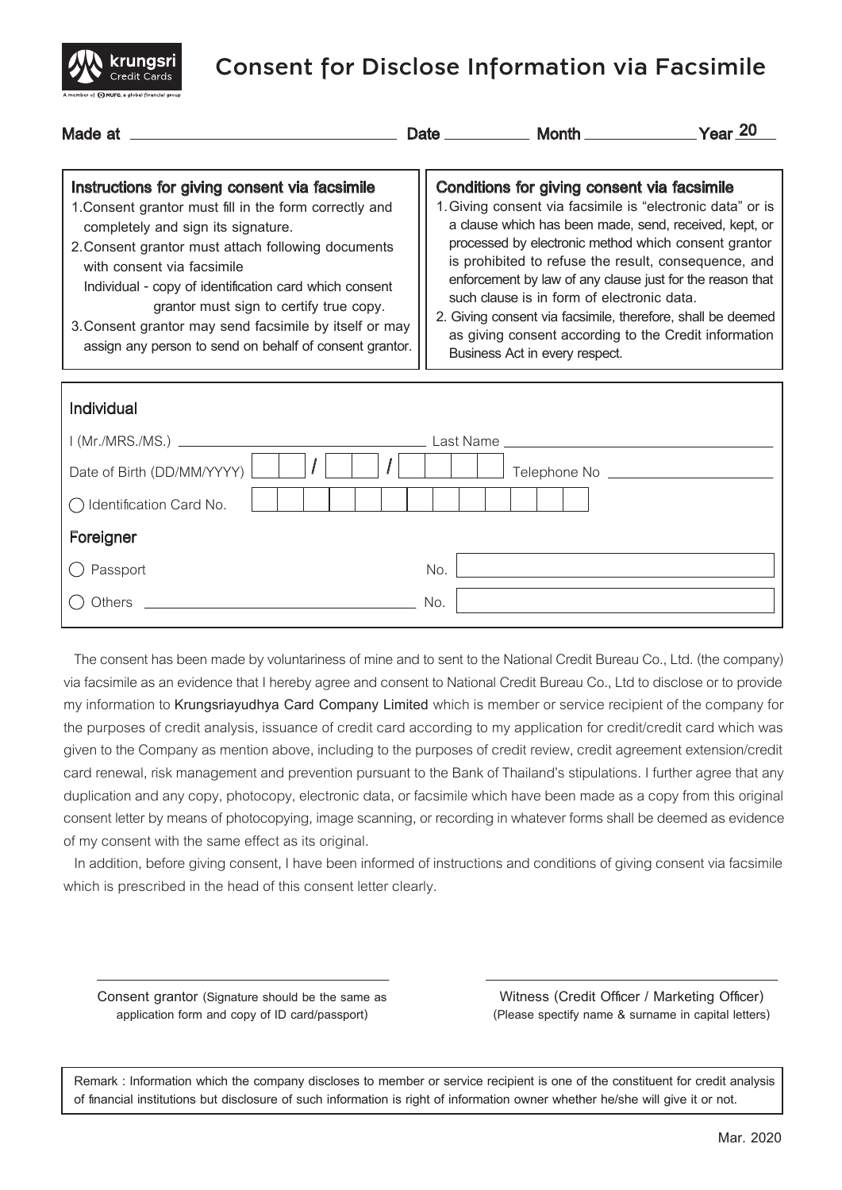# Consent for Disclose Information via Facsimile

**Made at** ______________________ **Date** __________ **Month** ______________ **Year** 20____

| Instructions for giving consent via facsimile | Conditions for giving consent via facsimile |
|---|---|
| 1. Consent grantor must fill in the form correctly and completely and sign its signature.<br>2. Consent grantor must attach following documents with consent via facsimile<br>Individual - copy of identification card which consent grantor must sign to certify true copy.<br>3. Consent grantor may send facsimile by itself or may assign any person to send on behalf of consent grantor. | 1. Giving consent via facsimile is "electronic data" or is a clause which has been made, send, received, kept, or processed by electronic method which consent grantor is prohibited to refuse the result, consequence, and enforcement by law of any clause just for the reason that such clause is in form of electronic data.<br>2. Giving consent via facsimile, therefore, shall be deemed as giving consent according to the Credit information Business Act in every respect. |

## Individual

I (Mr./MRS./MS.) ______________________ Last Name ______________________

Date of Birth (DD/MM/YYYY) ☐☐ / ☐☐ / ☐☐☐☐ Telephone No ______________________

◯ Identification Card No. ☐☐☐☐☐☐☐☐☐☐☐☐☐

## Foreigner

◯ Passport No. ______________________

◯ Others ______________________ No. ______________________

The consent has been made by voluntariness of mine and to sent to the National Credit Bureau Co., Ltd. (the company) via facsimile as an evidence that I hereby agree and consent to National Credit Bureau Co., Ltd to disclose or to provide my information to Krungsriayudhya Card Company Limited which is member or service recipient of the company for the purposes of credit analysis, issuance of credit card according to my application for credit/credit card which was given to the Company as mention above, including to the purposes of credit review, credit agreement extension/credit card renewal, risk management and prevention pursuant to the Bank of Thailand's stipulations. I further agree that any duplication and any copy, photocopy, electronic data, or facsimile which have been made as a copy from this original consent letter by means of photocopying, image scanning, or recording in whatever forms shall be deemed as evidence of my consent with the same effect as its original.

In addition, before giving consent, I have been informed of instructions and conditions of giving consent via facsimile which is prescribed in the head of this consent letter clearly.

______________________ ______________________

Consent grantor (Signature should be the same as application form and copy of ID card/passport)

Witness (Credit Officer / Marketing Officer) (Please specify name & surname in capital letters)

Remark : Information which the company discloses to member or service recipient is one of the constituent for credit analysis of financial institutions but disclosure of such information is right of information owner whether he/she will give it or not.

Mar. 2020